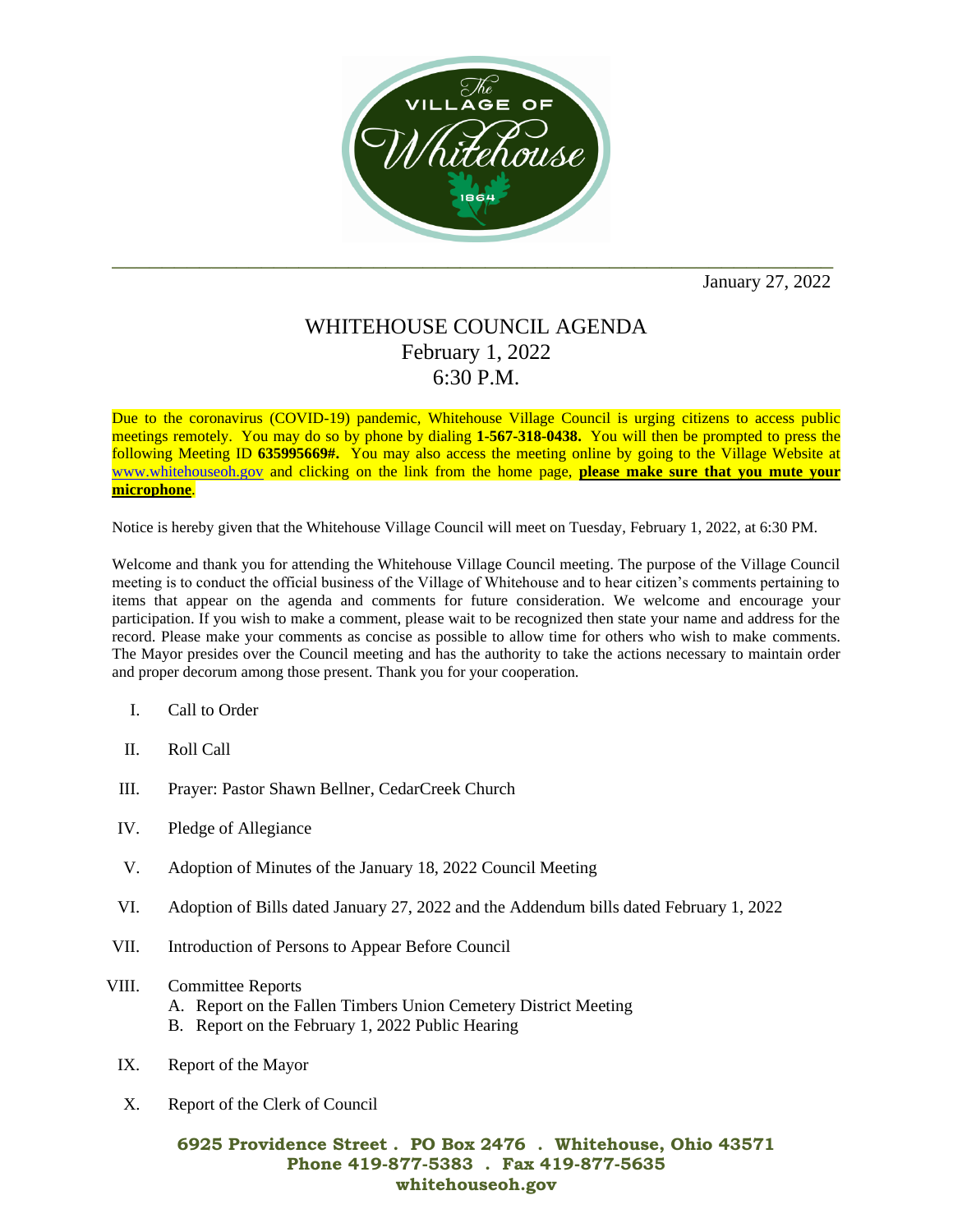January 27, 2022

# WHITEHOUSE COUNCIL AGENDA
## February 1, 2022
## 6:30 P.M.

Due to the coronavirus (COVID-19) pandemic, Whitehouse Village Council is urging citizens to access public meetings remotely. You may do so by phone by dialing **1-567-318-0438.** You will then be prompted to press the following Meeting ID **635995669#.** You may also access the meeting online by going to the Village Website at www.whitehouseoh.gov and clicking on the link from the home page, **please make sure that you mute your microphone**.

Notice is hereby given that the Whitehouse Village Council will meet on Tuesday, February 1, 2022, at 6:30 PM.

Welcome and thank you for attending the Whitehouse Village Council meeting. The purpose of the Village Council meeting is to conduct the official business of the Village of Whitehouse and to hear citizen's comments pertaining to items that appear on the agenda and comments for future consideration. We welcome and encourage your participation. If you wish to make a comment, please wait to be recognized then state your name and address for the record. Please make your comments as concise as possible to allow time for others who wish to make comments. The Mayor presides over the Council meeting and has the authority to take the actions necessary to maintain order and proper decorum among those present. Thank you for your cooperation.

I. Call to Order

II. Roll Call

III. Prayer: Pastor Shawn Bellner, CedarCreek Church

IV. Pledge of Allegiance

V. Adoption of Minutes of the January 18, 2022 Council Meeting

VI. Adoption of Bills dated January 27, 2022 and the Addendum bills dated February 1, 2022

VII. Introduction of Persons to Appear Before Council

VIII. Committee Reports
   A. Report on the Fallen Timbers Union Cemetery District Meeting
   B. Report on the February 1, 2022 Public Hearing

IX. Report of the Mayor

X. Report of the Clerk of Council

**6925 Providence Street . PO Box 2476 . Whitehouse, Ohio 43571**
**Phone 419-877-5383 . Fax 419-877-5635**
**whitehouseoh.gov**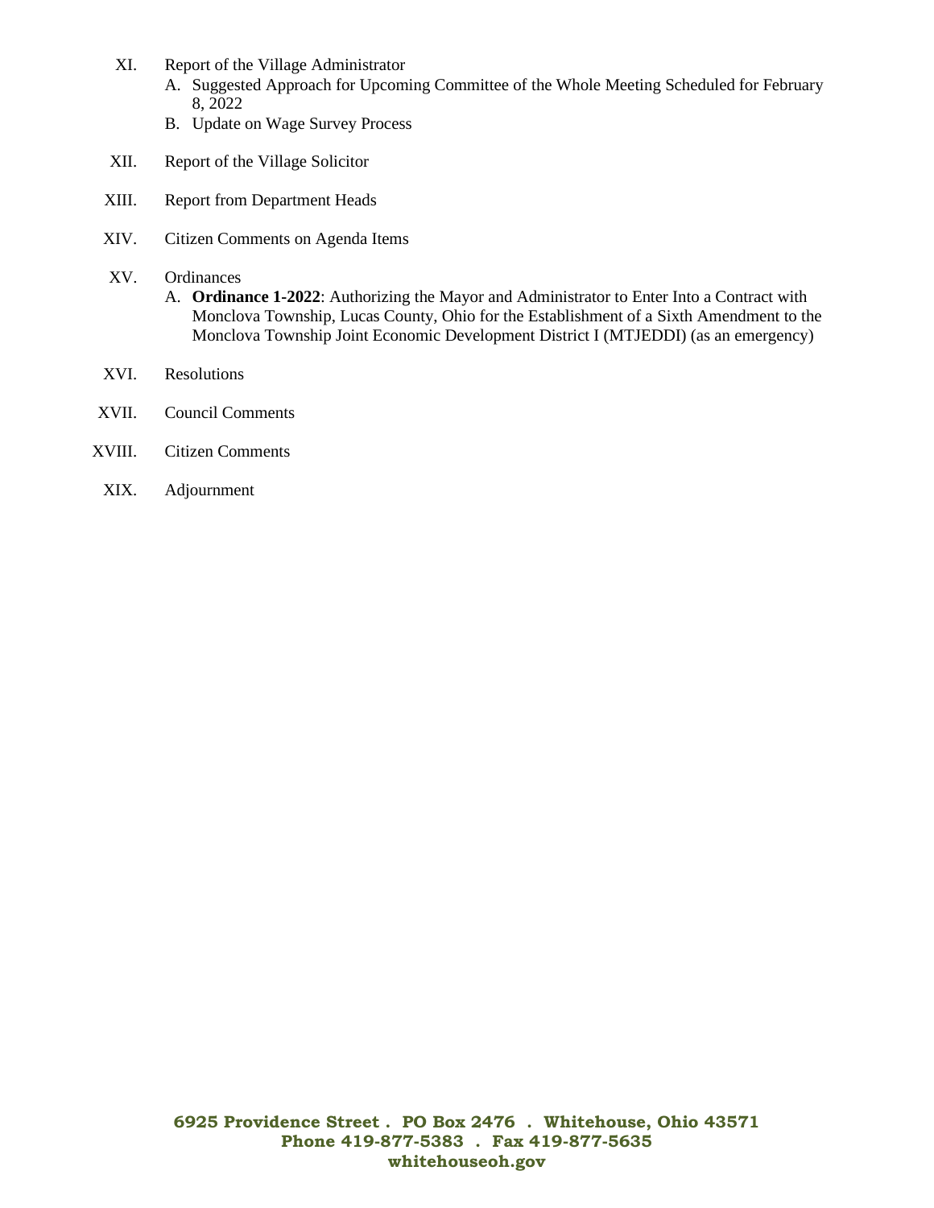XI. Report of the Village Administrator
   A. Suggested Approach for Upcoming Committee of the Whole Meeting Scheduled for February 8, 2022
   B. Update on Wage Survey Process

XII. Report of the Village Solicitor

XIII. Report from Department Heads

XIV. Citizen Comments on Agenda Items

XV. Ordinances
   A. **Ordinance 1-2022**: Authorizing the Mayor and Administrator to Enter Into a Contract with Monclova Township, Lucas County, Ohio for the Establishment of a Sixth Amendment to the Monclova Township Joint Economic Development District I (MTJEDDI) (as an emergency)

XVI. Resolutions

XVII. Council Comments

XVIII. Citizen Comments

XIX. Adjournment

**6925 Providence Street . PO Box 2476 . Whitehouse, Ohio 43571**
**Phone 419-877-5383 . Fax 419-877-5635**
**whitehouseoh.gov**